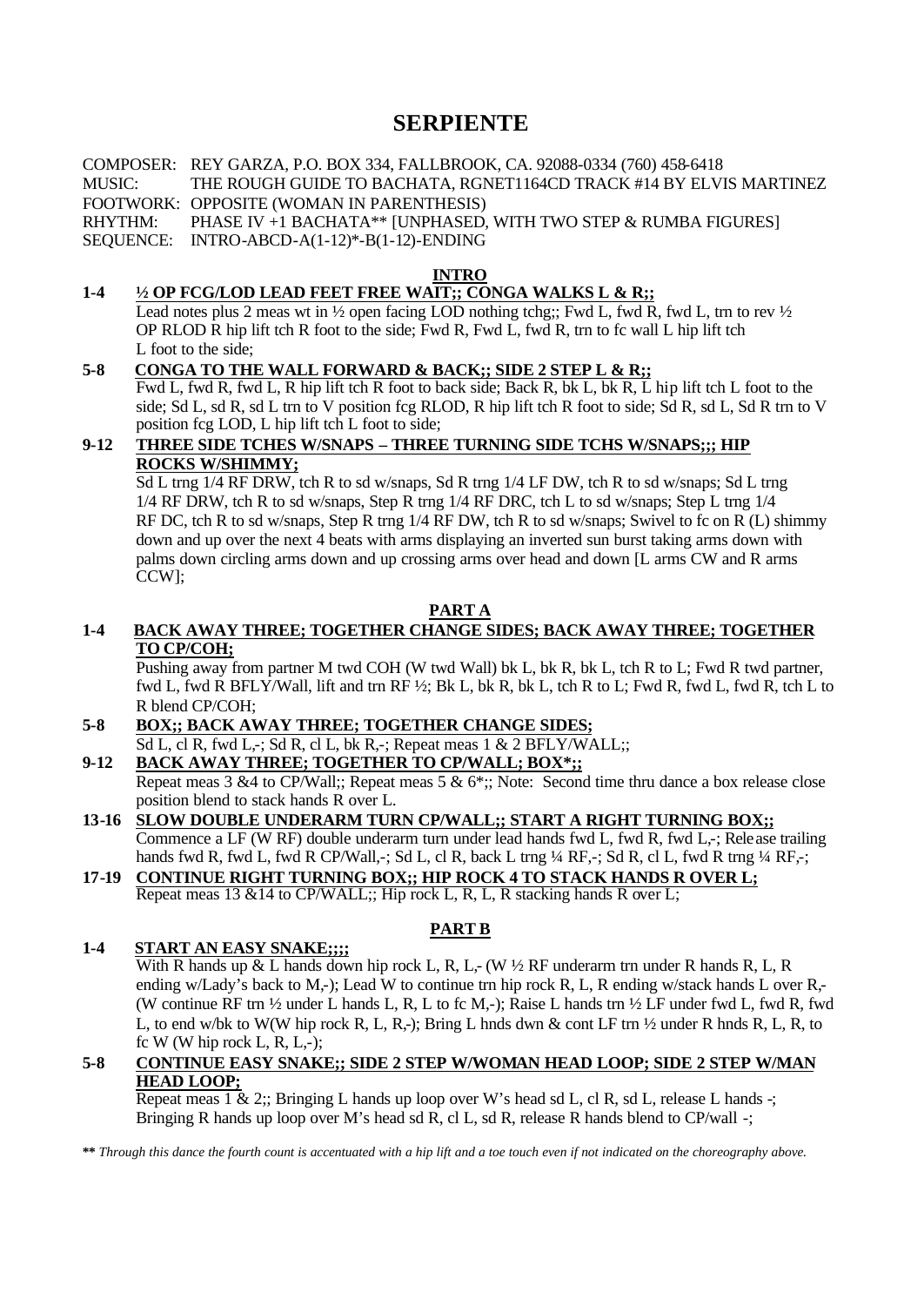# SERPIENTE

COMPOSER: REY GARZA, P.O. BOX 334, FALLBROOK, CA. 92088-0334 (760) 458-6418
MUSIC: THE ROUGH GUIDE TO BACHATA, RGNET1164CD TRACK #14 BY ELVIS MARTINEZ
FOOTWORK: OPPOSITE (WOMAN IN PARENTHESIS)
RHYTHM: PHASE IV +1 BACHATA** [UNPHASED, WITH TWO STEP & RUMBA FIGURES]
SEQUENCE: INTRO-ABCD-A(1-12)*-B(1-12)-ENDING

## INTRO

**1-4 ½ OP FCG/LOD LEAD FEET FREE WAIT;; CONGA WALKS L & R;;**
Lead notes plus 2 meas wt in ½ open facing LOD nothing tchg;; Fwd L, fwd R, fwd L, trn to rev ½ OP RLOD R hip lift tch R foot to the side; Fwd R, Fwd L, fwd R, trn to fc wall L hip lift tch L foot to the side;

**5-8 CONGA TO THE WALL FORWARD & BACK;; SIDE 2 STEP L & R;;**
Fwd L, fwd R, fwd L, R hip lift tch R foot to back side; Back R, bk L, bk R, L hip lift tch L foot to the side; Sd L, sd R, sd L trn to V position fcg RLOD, R hip lift tch R foot to side; Sd R, sd L, Sd R trn to V position fcg LOD, L hip lift tch L foot to side;

**9-12 THREE SIDE TCHES W/SNAPS – THREE TURNING SIDE TCHS W/SNAPS;;; HIP ROCKS W/SHIMMY;**
Sd L trng 1/4 RF DRW, tch R to sd w/snaps, Sd R trng 1/4 LF DW, tch R to sd w/snaps; Sd L trng 1/4 RF DRW, tch R to sd w/snaps, Step R trng 1/4 RF DRC, tch L to sd w/snaps; Step L trng 1/4 RF DC, tch R to sd w/snaps, Step R trng 1/4 RF DW, tch R to sd w/snaps; Swivel to fc on R (L) shimmy down and up over the next 4 beats with arms displaying an inverted sun burst taking arms down with palms down circling arms down and up crossing arms over head and down [L arms CW and R arms CCW];

## PART A

**1-4 BACK AWAY THREE; TOGETHER CHANGE SIDES; BACK AWAY THREE; TOGETHER TO CP/COH;**
Pushing away from partner M twd COH (W twd Wall) bk L, bk R, bk L, tch R to L; Fwd R twd partner, fwd L, fwd R BFLY/Wall, lift and trn RF ½; Bk L, bk R, bk L, tch R to L; Fwd R, fwd L, fwd R, tch L to R blend CP/COH;

**5-8 BOX;; BACK AWAY THREE; TOGETHER CHANGE SIDES;**
Sd L, cl R, fwd L,-; Sd R, cl L, bk R,-; Repeat meas 1 & 2 BFLY/WALL;;

**9-12 BACK AWAY THREE; TOGETHER TO CP/WALL; BOX*;;**
Repeat meas 3 &4 to CP/Wall;; Repeat meas 5 & 6*;; Note: Second time thru dance a box release close position blend to stack hands R over L.

**13-16 SLOW DOUBLE UNDERARM TURN CP/WALL;; START A RIGHT TURNING BOX;;**
Commence a LF (W RF) double underarm turn under lead hands fwd L, fwd R, fwd L,-; Release trailing hands fwd R, fwd L, fwd R CP/Wall,-; Sd L, cl R, back L trng ¼ RF,-; Sd R, cl L, fwd R trng ¼ RF,-;

**17-19 CONTINUE RIGHT TURNING BOX;; HIP ROCK 4 TO STACK HANDS R OVER L;**
Repeat meas 13 &14 to CP/WALL;; Hip rock L, R, L, R stacking hands R over L;

## PART B

**1-4 START AN EASY SNAKE;;;;**
With R hands up & L hands down hip rock L, R, L,- (W ½ RF underarm trn under R hands R, L, R ending w/Lady's back to M,-); Lead W to continue trn hip rock R, L, R ending w/stack hands L over R,- (W continue RF trn ½ under L hands L, R, L to fc M,-); Raise L hands trn ½ LF under fwd L, fwd R, fwd L, to end w/bk to W(W hip rock R, L, R,-); Bring L hnds dwn & cont LF trn ½ under R hnds R, L, R, to fc W (W hip rock L, R, L,-);

**5-8 CONTINUE EASY SNAKE;; SIDE 2 STEP W/WOMAN HEAD LOOP; SIDE 2 STEP W/MAN HEAD LOOP;**
Repeat meas 1 & 2;; Bringing L hands up loop over W's head sd L, cl R, sd L, release L hands -; Bringing R hands up loop over M's head sd R, cl L, sd R, release R hands blend to CP/wall -;

*\*\* Through this dance the fourth count is accentuated with a hip lift and a toe touch even if not indicated on the choreography above.*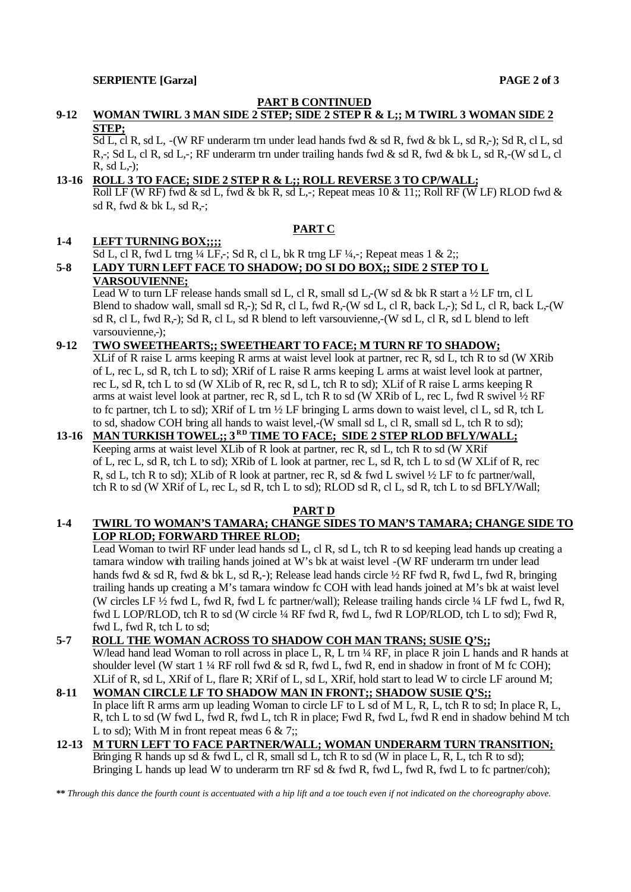**PART B CONTINUED**

**9-12 WOMAN TWIRL 3 MAN SIDE 2 STEP; SIDE 2 STEP R & L;; M TWIRL 3 WOMAN SIDE 2 STEP;**

Sd L, cl R, sd L, -(W RF underarm trn under lead hands fwd & sd R, fwd & bk L, sd R,-); Sd R, cl L, sd R,-; Sd L, cl R, sd L,-; RF underarm trn under trailing hands fwd & sd R, fwd & bk L, sd R,-(W sd L, cl R, sd L,-);

**13-16 ROLL 3 TO FACE; SIDE 2 STEP R & L;; ROLL REVERSE 3 TO CP/WALL;**

Roll LF (W RF) fwd & sd L, fwd & bk R, sd L,-; Repeat meas 10 & 11;; Roll RF (W LF) RLOD fwd & sd R, fwd & bk L, sd R,-;

**PART C**

**1-4 LEFT TURNING BOX;;;;**

Sd L, cl R, fwd L trng ¼ LF,-; Sd R, cl L, bk R trng LF ¼,-; Repeat meas 1 & 2;;

**5-8 LADY TURN LEFT FACE TO SHADOW; DO SI DO BOX;; SIDE 2 STEP TO L VARSOUVIENNE;**

Lead W to turn LF release hands small sd L, cl R, small sd L,-(W sd & bk R start a ½ LF trn, cl L Blend to shadow wall, small sd R,-); Sd R, cl L, fwd R,-(W sd L, cl R, back L,-); Sd L, cl R, back L,-(W sd R, cl L, fwd R,-); Sd R, cl L, sd R blend to left varsouvienne,-(W sd L, cl R, sd L blend to left varsouvienne,-);

**9-12 TWO SWEETHEARTS;; SWEETHEART TO FACE; M TURN RF TO SHADOW;**

XLif of R raise L arms keeping R arms at waist level look at partner, rec R, sd L, tch R to sd (W XRib of L, rec L, sd R, tch L to sd); XRif of L raise R arms keeping L arms at waist level look at partner, rec L, sd R, tch L to sd (W XLib of R, rec R, sd L, tch R to sd); XLif of R raise L arms keeping R arms at waist level look at partner, rec R, sd L, tch R to sd (W XRib of L, rec L, fwd R swivel ½ RF to fc partner, tch L to sd); XRif of L trn ½ LF bringing L arms down to waist level, cl L, sd R, tch L to sd, shadow COH bring all hands to waist level,-(W small sd L, cl R, small sd L, tch R to sd);

**13-16 MAN TURKISH TOWEL;; 3RD TIME TO FACE; SIDE 2 STEP RLOD BFLY/WALL;**

Keeping arms at waist level XLib of R look at partner, rec R, sd L, tch R to sd (W XRif of L, rec L, sd R, tch L to sd); XRib of L look at partner, rec L, sd R, tch L to sd (W XLif of R, rec R, sd L, tch R to sd); XLib of R look at partner, rec R, sd & fwd L swivel ½ LF to fc partner/wall, tch R to sd (W XRif of L, rec L, sd R, tch L to sd); RLOD sd R, cl L, sd R, tch L to sd BFLY/Wall;

**PART D**

**1-4 TWIRL TO WOMAN'S TAMARA; CHANGE SIDES TO MAN'S TAMARA; CHANGE SIDE TO LOP RLOD; FORWARD THREE RLOD;**

Lead Woman to twirl RF under lead hands sd L, cl R, sd L, tch R to sd keeping lead hands up creating a tamara window with trailing hands joined at W's bk at waist level -(W RF underarm trn under lead hands fwd & sd R, fwd & bk L, sd R,-); Release lead hands circle ½ RF fwd R, fwd L, fwd R, bringing trailing hands up creating a M's tamara window fc COH with lead hands joined at M's bk at waist level (W circles LF ½ fwd L, fwd R, fwd L fc partner/wall); Release trailing hands circle ¼ LF fwd L, fwd R, fwd L LOP/RLOD, tch R to sd (W circle ¼ RF fwd R, fwd L, fwd R LOP/RLOD, tch L to sd); Fwd R, fwd L, fwd R, tch L to sd;

**5-7 ROLL THE WOMAN ACROSS TO SHADOW COH MAN TRANS; SUSIE Q'S;;**

W/lead hand lead Woman to roll across in place L, R, L trn ¼ RF, in place R join L hands and R hands at shoulder level (W start 1 ¼ RF roll fwd & sd R, fwd L, fwd R, end in shadow in front of M fc COH); XLif of R, sd L, XRif of L, flare R; XRif of L, sd L, XRif, hold start to lead W to circle LF around M;

**8-11 WOMAN CIRCLE LF TO SHADOW MAN IN FRONT;; SHADOW SUSIE Q'S;;**

In place lift R arms arm up leading Woman to circle LF to L sd of M L, R, L, tch R to sd; In place R, L, R, tch L to sd (W fwd L, fwd R, fwd L, tch R in place; Fwd R, fwd L, fwd R end in shadow behind M tch L to sd); With M in front repeat meas 6 & 7;;

**12-13 M TURN LEFT TO FACE PARTNER/WALL; WOMAN UNDERARM TURN TRANSITION;**

Bringing R hands up sd & fwd L, cl R, small sd L, tch R to sd (W in place L, R, L, tch R to sd); Bringing L hands up lead W to underarm trn RF sd & fwd R, fwd L, fwd R, fwd L to fc partner/coh);

***\*\* Through this dance the fourth count is accentuated with a hip lift and a toe touch even if not indicated on the choreography above.***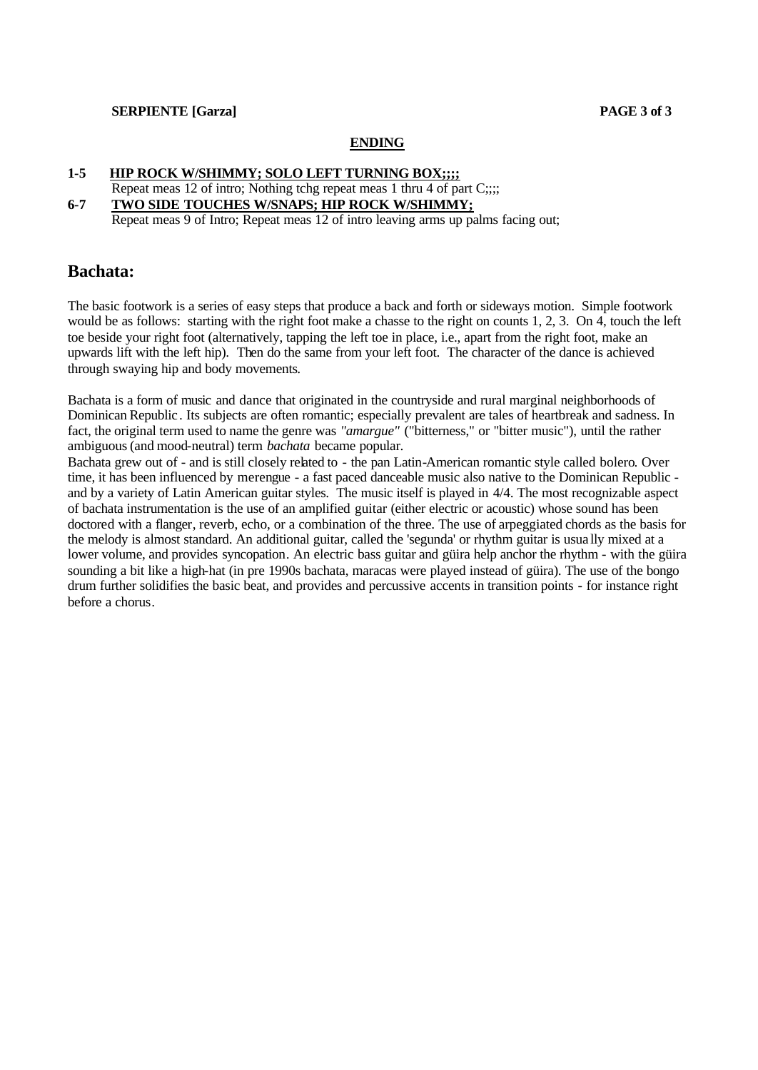## ENDING

**1-5** **HIP ROCK W/SHIMMY; SOLO LEFT TURNING BOX;;;;**
Repeat meas 12 of intro; Nothing tchg repeat meas 1 thru 4 of part C;;;;

**6-7** **TWO SIDE TOUCHES W/SNAPS; HIP ROCK W/SHIMMY;**
Repeat meas 9 of Intro; Repeat meas 12 of intro leaving arms up palms facing out;

## Bachata:

The basic footwork is a series of easy steps that produce a back and forth or sideways motion. Simple footwork would be as follows: starting with the right foot make a chasse to the right on counts 1, 2, 3. On 4, touch the left toe beside your right foot (alternatively, tapping the left toe in place, i.e., apart from the right foot, make an upwards lift with the left hip). Then do the same from your left foot. The character of the dance is achieved through swaying hip and body movements.

Bachata is a form of music and dance that originated in the countryside and rural marginal neighborhoods of Dominican Republic. Its subjects are often romantic; especially prevalent are tales of heartbreak and sadness. In fact, the original term used to name the genre was *"amargue"* ("bitterness," or "bitter music"), until the rather ambiguous (and mood-neutral) term *bachata* became popular.

Bachata grew out of - and is still closely related to - the pan Latin-American romantic style called bolero. Over time, it has been influenced by merengue - a fast paced danceable music also native to the Dominican Republic - and by a variety of Latin American guitar styles. The music itself is played in 4/4. The most recognizable aspect of bachata instrumentation is the use of an amplified guitar (either electric or acoustic) whose sound has been doctored with a flanger, reverb, echo, or a combination of the three. The use of arpeggiated chords as the basis for the melody is almost standard. An additional guitar, called the 'segunda' or rhythm guitar is usually mixed at a lower volume, and provides syncopation. An electric bass guitar and güira help anchor the rhythm - with the güira sounding a bit like a high-hat (in pre 1990s bachata, maracas were played instead of güira). The use of the bongo drum further solidifies the basic beat, and provides and percussive accents in transition points - for instance right before a chorus.